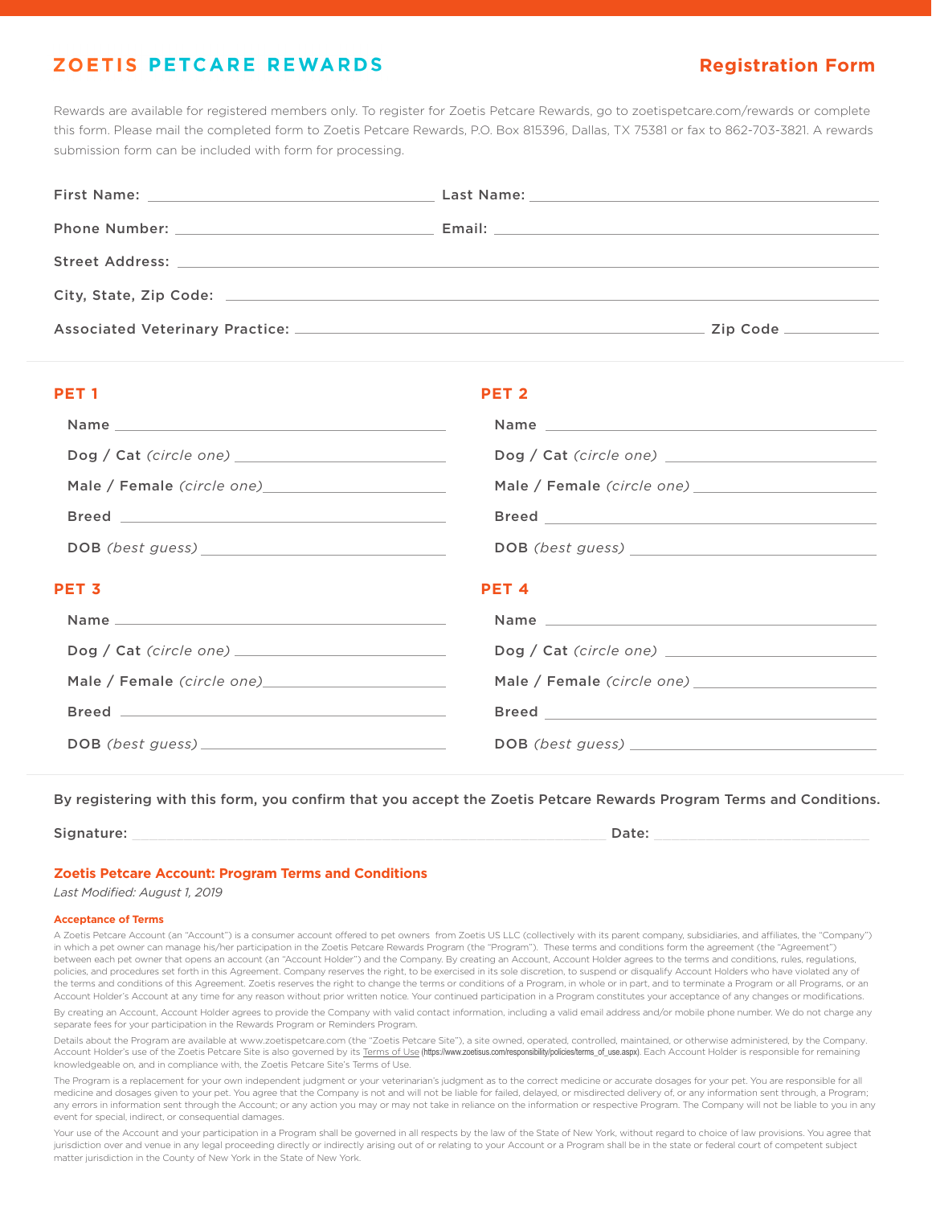# ZOETIS PETCARE REWARDS

## Registration Form

Rewards are available for registered members only. To register for Zoetis Petcare Rewards, go to zoetispetcare.com/rewards or complete this form. Please mail the completed form to Zoetis Petcare Rewards, P.O. Box 815396, Dallas, TX 75381 or fax to 862-703-3821. A rewards submission form can be included with form for processing.

First Name: ______________________ Last Name: ______________________

Phone Number: ______________________ Email: ______________________

Street Address: ______________________________________________

City, State, Zip Code: ______________________________________________

Associated Veterinary Practice: ______________________________ Zip Code ________

### PET 1

Name ______________________

Dog / Cat *(circle one)* ______________________

Male / Female *(circle one)* ______________________

Breed ______________________

DOB *(best guess)* ______________________

### PET 2

Name ______________________

Dog / Cat *(circle one)* ______________________

Male / Female *(circle one)* ______________________

Breed ______________________

DOB *(best guess)* ______________________

### PET 3

Name ______________________

Dog / Cat *(circle one)* ______________________

Male / Female *(circle one)* ______________________

Breed ______________________

DOB *(best guess)* ______________________

### PET 4

Name ______________________

Dog / Cat *(circle one)* ______________________

Male / Female *(circle one)* ______________________

Breed ______________________

DOB *(best guess)* ______________________

**By registering with this form, you confirm that you accept the Zoetis Petcare Rewards Program Terms and Conditions.**

Signature: ______________________________________ Date: ____________________

## Zoetis Petcare Account: Program Terms and Conditions

*Last Modified: August 1, 2019*

### Acceptance of Terms

A Zoetis Petcare Account (an "Account") is a consumer account offered to pet owners from Zoetis US LLC (collectively with its parent company, subsidiaries, and affiliates, the "Company") in which a pet owner can manage his/her participation in the Zoetis Petcare Rewards Program (the "Program"). These terms and conditions form the agreement (the "Agreement") between each pet owner that opens an account (an "Account Holder") and the Company. By creating an Account, Account Holder agrees to the terms and conditions, rules, regulations, policies, and procedures set forth in this Agreement. Company reserves the right, to be exercised in its sole discretion, to suspend or disqualify Account Holders who have violated any of the terms and conditions of this Agreement. Zoetis reserves the right to change the terms or conditions of a Program, in whole or in part, and to terminate a Program or all Programs, or an Account Holder's Account at any time for any reason without prior written notice. Your continued participation in a Program constitutes your acceptance of any changes or modifications.

By creating an Account, Account Holder agrees to provide the Company with valid contact information, including a valid email address and/or mobile phone number. We do not charge any separate fees for your participation in the Rewards Program or Reminders Program.

Details about the Program are available at www.zoetispetcare.com (the "Zoetis Petcare Site"), a site owned, operated, controlled, maintained, or otherwise administered, by the Company. Account Holder's use of the Zoetis Petcare Site is also governed by its Terms of Use (https://www.zoetisus.com/responsibility/policies/terms_of_use.aspx). Each Account Holder is responsible for remaining knowledgeable on, and in compliance with, the Zoetis Petcare Site's Terms of Use.

The Program is a replacement for your own independent judgment or your veterinarian's judgment as to the correct medicine or accurate dosages for your pet. You are responsible for all medicine and dosages given to your pet. You agree that the Company is not and will not be liable for failed, delayed, or misdirected delivery of, or any information sent through, a Program; any errors in information sent through the Account; or any action you may or may not take in reliance on the information or respective Program. The Company will not be liable to you in any event for special, indirect, or consequential damages.

Your use of the Account and your participation in a Program shall be governed in all respects by the law of the State of New York, without regard to choice of law provisions. You agree that jurisdiction over and venue in any legal proceeding directly or indirectly arising out of or relating to your Account or a Program shall be in the state or federal court of competent subject matter jurisdiction in the County of New York in the State of New York.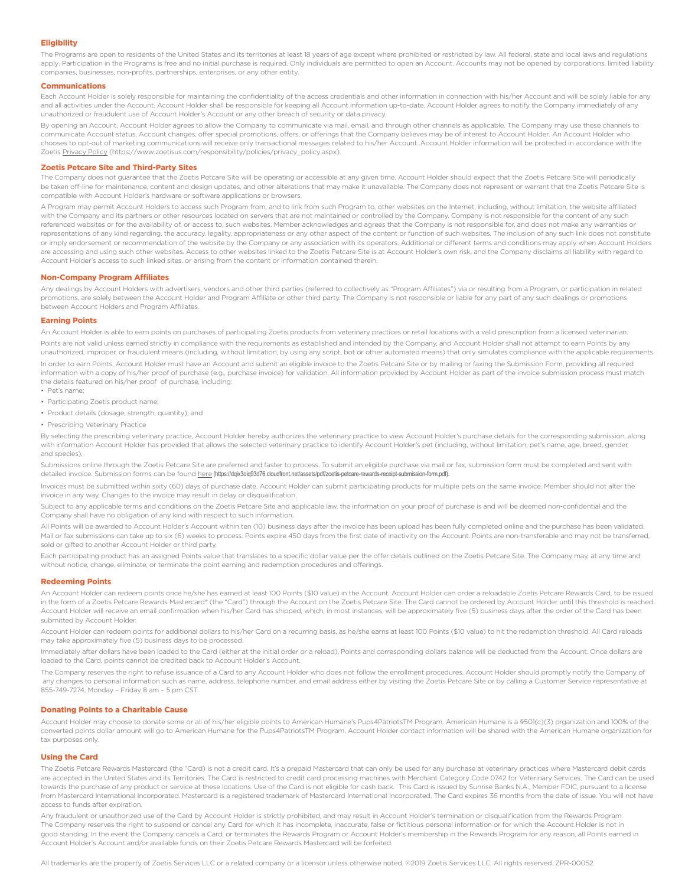## Eligibility

The Programs are open to residents of the United States and its territories at least 18 years of age except where prohibited or restricted by law. All federal, state and local laws and regulations apply. Participation in the Programs is free and no initial purchase is required. Only individuals are permitted to open an Account. Accounts may not be opened by corporations, limited liability companies, businesses, non-profits, partnerships, enterprises, or any other entity.

## Communications

Each Account Holder is solely responsible for maintaining the confidentiality of the access credentials and other information in connection with his/her Account and will be solely liable for any and all activities under the Account. Account Holder shall be responsible for keeping all Account information up-to-date. Account Holder agrees to notify the Company immediately of any unauthorized or fraudulent use of Account Holder's Account or any other breach of security or data privacy.

By opening an Account, Account Holder agrees to allow the Company to communicate via mail, email, and through other channels as applicable. The Company may use these channels to communicate Account status, Account changes, offer special promotions, offers, or offerings that the Company believes may be of interest to Account Holder. An Account Holder who chooses to opt-out of marketing communications will receive only transactional messages related to his/her Account. Account Holder information will be protected in accordance with the Zoetis Privacy Policy (https://www.zoetisus.com/responsibility/policies/privacy_policy.aspx).

## Zoetis Petcare Site and Third-Party Sites

The Company does not guarantee that the Zoetis Petcare Site will be operating or accessible at any given time. Account Holder should expect that the Zoetis Petcare Site will periodically be taken off-line for maintenance, content and design updates, and other alterations that may make it unavailable. The Company does not represent or warrant that the Zoetis Petcare Site is compatible with Account Holder's hardware or software applications or browsers.

A Program may permit Account Holders to access such Program from, and to link from such Program to, other websites on the Internet, including, without limitation, the website affiliated with the Company and its partners or other resources located on servers that are not maintained or controlled by the Company. Company is not responsible for the content of any such referenced websites or for the availability of, or access to, such websites. Member acknowledges and agrees that the Company is not responsible for, and does not make any warranties or representations of any kind regarding, the accuracy, legality, appropriateness or any other aspect of the content or function of such websites. The inclusion of any such link does not constitute or imply endorsement or recommendation of the website by the Company or any association with its operators. Additional or different terms and conditions may apply when Account Holders are accessing and using such other websites. Access to other websites linked to the Zoetis Petcare Site is at Account Holder's own risk, and the Company disclaims all liability with regard to Account Holder's access to such linked sites, or arising from the content or information contained therein.

## Non-Company Program Affiliates

Any dealings by Account Holders with advertisers, vendors and other third parties (referred to collectively as "Program Affiliates") via or resulting from a Program, or participation in related promotions, are solely between the Account Holder and Program Affiliate or other third party. The Company is not responsible or liable for any part of any such dealings or promotions between Account Holders and Program Affiliates.

## Earning Points

An Account Holder is able to earn points on purchases of participating Zoetis products from veterinary practices or retail locations with a valid prescription from a licensed veterinarian.

Points are not valid unless earned strictly in compliance with the requirements as established and intended by the Company, and Account Holder shall not attempt to earn Points by any unauthorized, improper, or fraudulent means (including, without limitation, by using any script, bot or other automated means) that only simulates compliance with the applicable requirements.

In order to earn Points, Account Holder must have an Account and submit an eligible invoice to the Zoetis Petcare Site or by mailing or faxing the Submission Form, providing all required information with a copy of his/her proof of purchase (e.g., purchase invoice) for validation. All information provided by Account Holder as part of the invoice submission process must match the details featured on his/her proof of purchase, including:

- Pet's name;
- Participating Zoetis product name;
- Product details (dosage, strength, quantity); and
- Prescribing Veterinary Practice

By selecting the prescribing veterinary practice, Account Holder hereby authorizes the veterinary practice to view Account Holder's purchase details for the corresponding submission, along with information Account Holder has provided that allows the selected veterinary practice to identify Account Holder's pet (including, without limitation, pet's name, age, breed, gender, and species).

Submissions online through the Zoetis Petcare Site are preferred and faster to process. To submit an eligible purchase via mail or fax, submission form must be completed and sent with detailed invoice. Submission forms can be found here (https://dqix3oiq93d76.cloudfront.net/assets/pdf/zoetis-petcare-rewards-receipt-submission-form.pdf).

Invoices must be submitted within sixty (60) days of purchase date. Account Holder can submit participating products for multiple pets on the same invoice. Member should not alter the invoice in any way. Changes to the invoice may result in delay or disqualification.

Subject to any applicable terms and conditions on the Zoetis Petcare Site and applicable law, the information on your proof of purchase is and will be deemed non-confidential and the Company shall have no obligation of any kind with respect to such information.

All Points will be awarded to Account Holder's Account within ten (10) business days after the invoice has been upload has been fully completed online and the purchase has been validated. Mail or fax submissions can take up to six (6) weeks to process. Points expire 450 days from the first date of inactivity on the Account. Points are non-transferable and may not be transferred, sold or gifted to another Account Holder or third party.

Each participating product has an assigned Points value that translates to a specific dollar value per the offer details outlined on the Zoetis Petcare Site. The Company may, at any time and without notice, change, eliminate, or terminate the point earning and redemption procedures and offerings.

## Redeeming Points

An Account Holder can redeem points once he/she has earned at least 100 Points ($10 value) in the Account. Account Holder can order a reloadable Zoetis Petcare Rewards Card, to be issued in the form of a Zoetis Petcare Rewards Mastercard® (the "Card") through the Account on the Zoetis Petcare Site. The Card cannot be ordered by Account Holder until this threshold is reached. Account Holder will receive an email confirmation when his/her Card has shipped, which, in most instances, will be approximately five (5) business days after the order of the Card has been submitted by Account Holder.

Account Holder can redeem points for additional dollars to his/her Card on a recurring basis, as he/she earns at least 100 Points ($10 value) to hit the redemption threshold. All Card reloads may take approximately five (5) business days to be processed.

Immediately after dollars have been loaded to the Card (either at the initial order or a reload), Points and corresponding dollars balance will be deducted from the Account. Once dollars are loaded to the Card, points cannot be credited back to Account Holder's Account.

The Company reserves the right to refuse issuance of a Card to any Account Holder who does not follow the enrollment procedures. Account Holder should promptly notify the Company of any changes to personal information such as name, address, telephone number, and email address either by visiting the Zoetis Petcare Site or by calling a Customer Service representative at 855-749-7274, Monday – Friday 8 am – 5 pm CST.

## Donating Points to a Charitable Cause

Account Holder may choose to donate some or all of his/her eligible points to American Humane's Pups4PatriotsTM Program. American Humane is a §501(c)(3) organization and 100% of the converted points dollar amount will go to American Humane for the Pups4PatriotsTM Program. Account Holder contact information will be shared with the American Humane organization for tax purposes only.

## Using the Card

The Zoetis Petcare Rewards Mastercard (the "Card) is not a credit card. It's a prepaid Mastercard that can only be used for any purchase at veterinary practices where Mastercard debit cards are accepted in the United States and its Territories. The Card is restricted to credit card processing machines with Merchant Category Code 0742 for Veterinary Services. The Card can be used towards the purchase of any product or service at these locations. Use of the Card is not eligible for cash back. This Card is issued by Sunrise Banks N.A., Member FDIC, pursuant to a license from Mastercard International Incorporated. Mastercard is a registered trademark of Mastercard International Incorporated. The Card expires 36 months from the date of issue. You will not have access to funds after expiration.

Any fraudulent or unauthorized use of the Card by Account Holder is strictly prohibited, and may result in Account Holder's termination or disqualification from the Rewards Program. The Company reserves the right to suspend or cancel any Card for which it has incomplete, inaccurate, false or fictitious personal information or for which the Account Holder is not in good standing. In the event the Company cancels a Card, or terminates the Rewards Program or Account Holder's membership in the Rewards Program for any reason, all Points earned in Account Holder's Account and/or available funds on their Zoetis Petcare Rewards Mastercard will be forfeited.

All trademarks are the property of Zoetis Services LLC or a related company or a licensor unless otherwise noted. ©2019 Zoetis Services LLC. All rights reserved. ZPR-00052